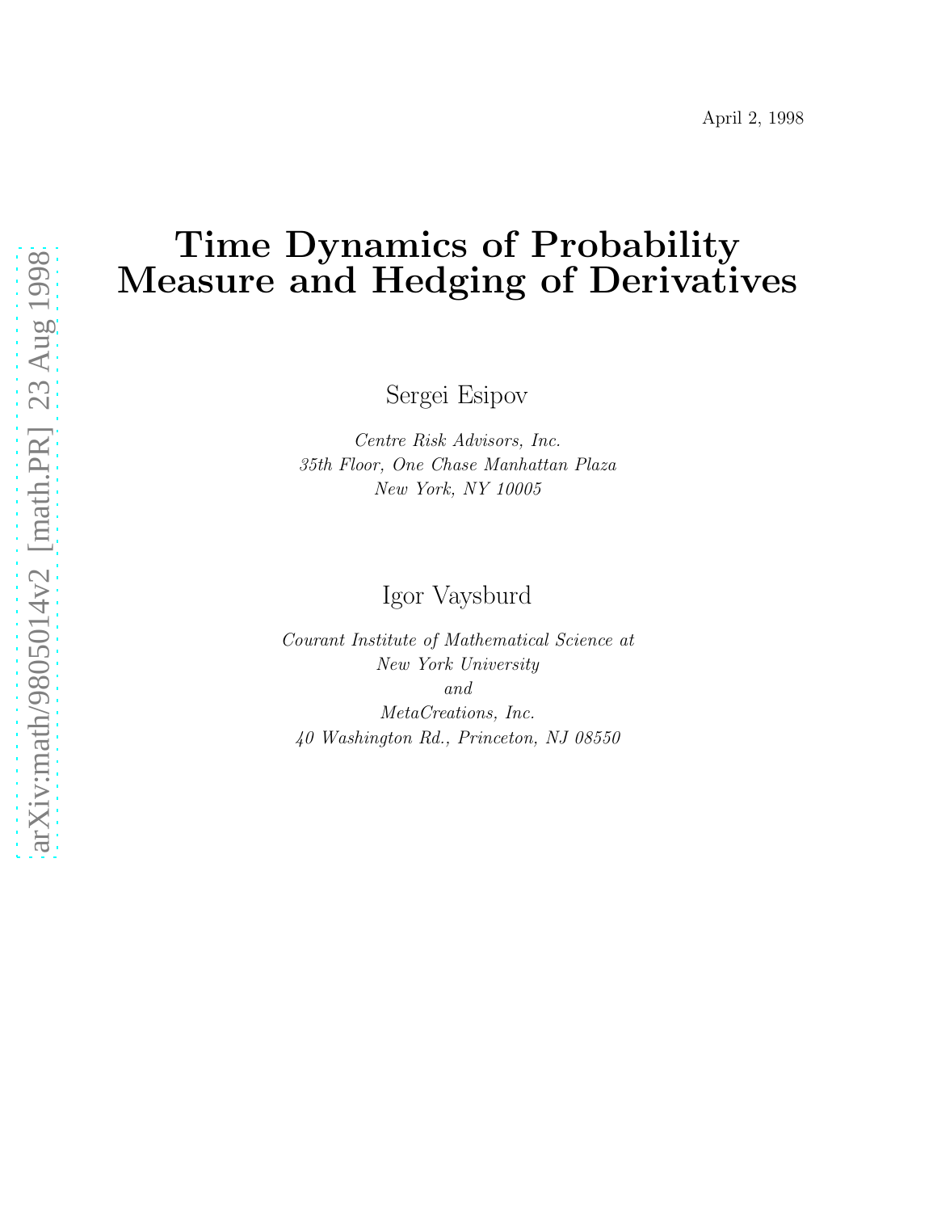April 2, 1998

# Time Dynamics of Probability Measure and Hedging of Derivatives

Sergei Esipov

*Centre Risk Advisors, Inc.*
*35th Floor, One Chase Manhattan Plaza*
*New York, NY 10005*

Igor Vaysburd

*Courant Institute of Mathematical Science at*
*New York University*
*and*
*MetaCreations, Inc.*
*40 Washington Rd., Princeton, NJ 08550*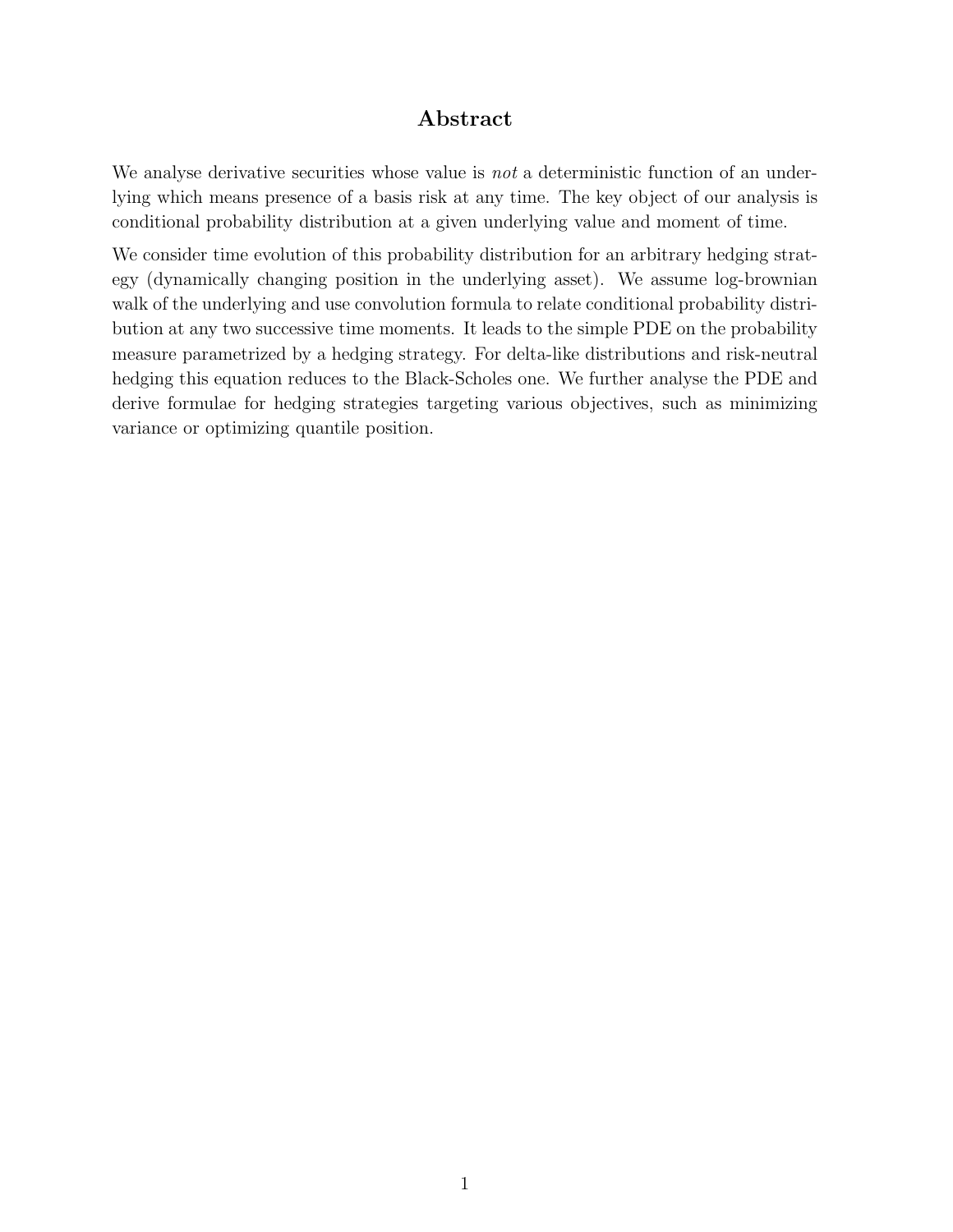# Abstract

We analyse derivative securities whose value is *not* a deterministic function of an underlying which means presence of a basis risk at any time. The key object of our analysis is conditional probability distribution at a given underlying value and moment of time.

We consider time evolution of this probability distribution for an arbitrary hedging strategy (dynamically changing position in the underlying asset). We assume log-brownian walk of the underlying and use convolution formula to relate conditional probability distribution at any two successive time moments. It leads to the simple PDE on the probability measure parametrized by a hedging strategy. For delta-like distributions and risk-neutral hedging this equation reduces to the Black-Scholes one. We further analyse the PDE and derive formulae for hedging strategies targeting various objectives, such as minimizing variance or optimizing quantile position.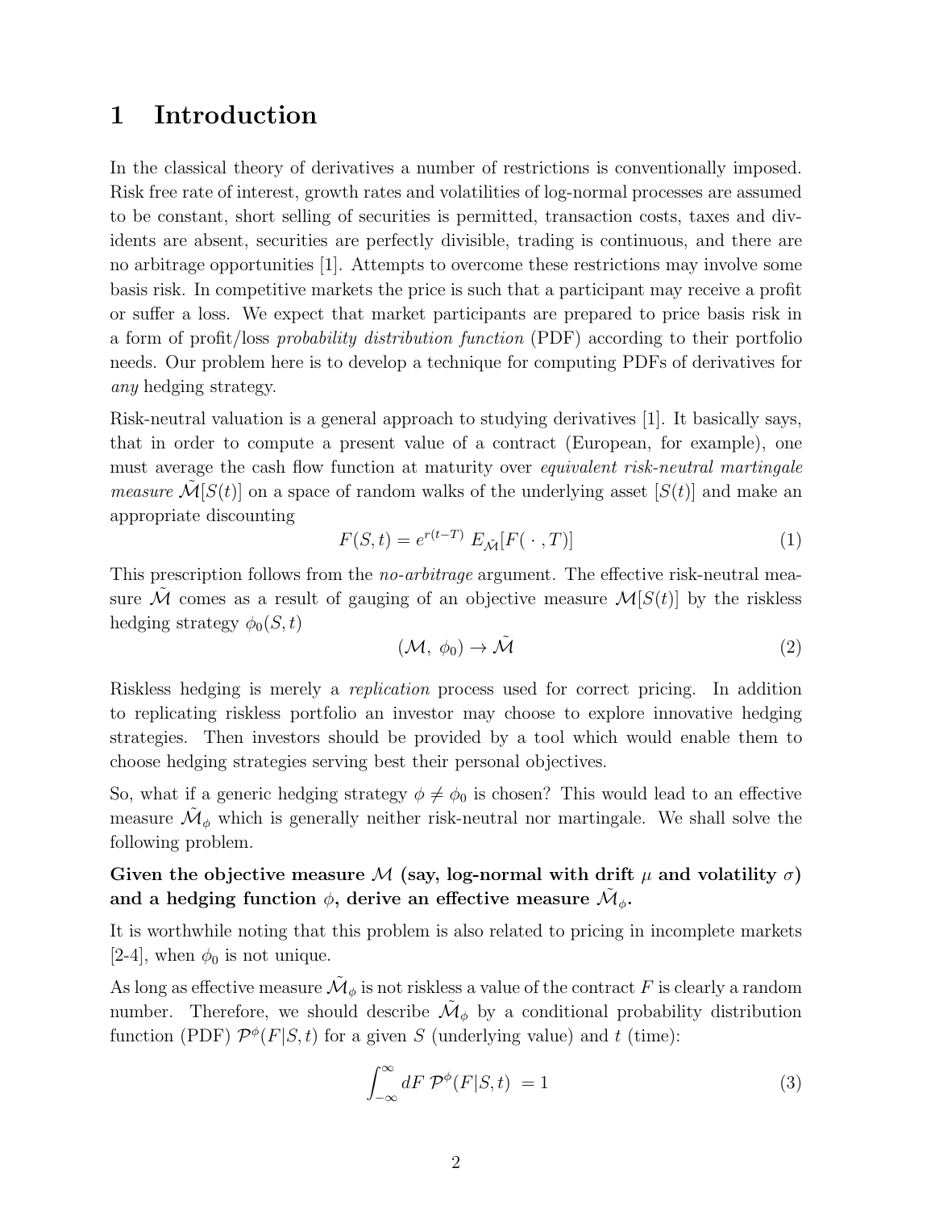# 1 Introduction

In the classical theory of derivatives a number of restrictions is conventionally imposed. Risk free rate of interest, growth rates and volatilities of log-normal processes are assumed to be constant, short selling of securities is permitted, transaction costs, taxes and dividents are absent, securities are perfectly divisible, trading is continuous, and there are no arbitrage opportunities [1]. Attempts to overcome these restrictions may involve some basis risk. In competitive markets the price is such that a participant may receive a profit or suffer a loss. We expect that market participants are prepared to price basis risk in a form of profit/loss *probability distribution function* (PDF) according to their portfolio needs. Our problem here is to develop a technique for computing PDFs of derivatives for *any* hedging strategy.

Risk-neutral valuation is a general approach to studying derivatives [1]. It basically says, that in order to compute a present value of a contract (European, for example), one must average the cash flow function at maturity over *equivalent risk-neutral martingale measure* $\tilde{\mathcal{M}}[S(t)]$ on a space of random walks of the underlying asset $[S(t)]$ and make an appropriate discounting

$$F(S,t) = e^{r(t-T)}\ E_{\tilde{\mathcal{M}}}[F(\ \cdot\ ,T)] \tag{1}$$

This prescription follows from the *no-arbitrage* argument. The effective risk-neutral measure $\tilde{\mathcal{M}}$ comes as a result of gauging of an objective measure $\mathcal{M}[S(t)]$ by the riskless hedging strategy $\phi_0(S,t)$

$$(\mathcal{M},\ \phi_0) \to \tilde{\mathcal{M}} \tag{2}$$

Riskless hedging is merely a *replication* process used for correct pricing. In addition to replicating riskless portfolio an investor may choose to explore innovative hedging strategies. Then investors should be provided by a tool which would enable them to choose hedging strategies serving best their personal objectives.

So, what if a generic hedging strategy $\phi \neq \phi_0$ is chosen? This would lead to an effective measure $\tilde{\mathcal{M}}_\phi$ which is generally neither risk-neutral nor martingale. We shall solve the following problem.

**Given the objective measure $\mathcal{M}$ (say, log-normal with drift $\mu$ and volatility $\sigma$) and a hedging function $\phi$, derive an effective measure $\tilde{\mathcal{M}}_\phi$.**

It is worthwhile noting that this problem is also related to pricing in incomplete markets [2-4], when $\phi_0$ is not unique.

As long as effective measure $\tilde{\mathcal{M}}_\phi$ is not riskless a value of the contract $F$ is clearly a random number. Therefore, we should describe $\tilde{\mathcal{M}}_\phi$ by a conditional probability distribution function (PDF) $\mathcal{P}^\phi(F|S,t)$ for a given $S$ (underlying value) and $t$ (time):

$$\int_{-\infty}^{\infty} dF\ \mathcal{P}^\phi(F|S,t)\ = 1 \tag{3}$$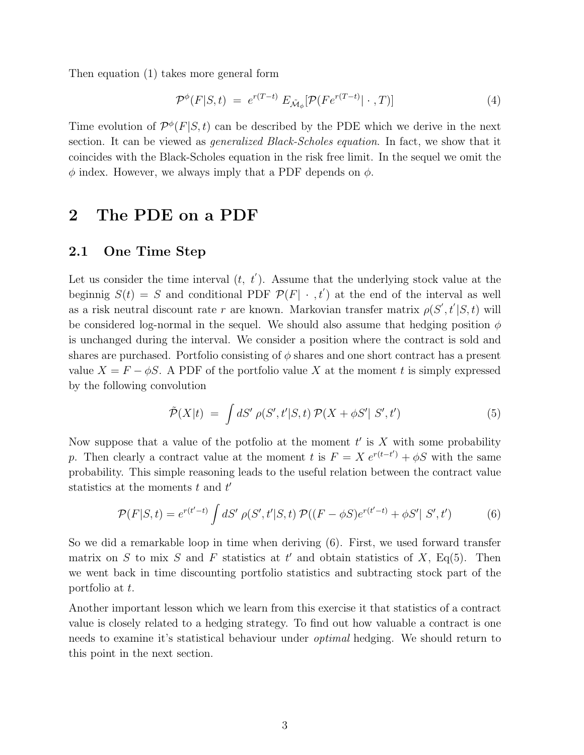Then equation (1) takes more general form

$$\mathcal{P}^{\phi}(F|S,t) \ = \ e^{r(T-t)} \ E_{\tilde{\mathcal{M}}_{\phi}}[\mathcal{P}(Fe^{r(T-t)}| \cdot , T)] \tag{4}$$

Time evolution of $\mathcal{P}^{\phi}(F|S,t)$ can be described by the PDE which we derive in the next section. It can be viewed as *generalized Black-Scholes equation*. In fact, we show that it coincides with the Black-Scholes equation in the risk free limit. In the sequel we omit the $\phi$ index. However, we always imply that a PDF depends on $\phi$.

## 2 The PDE on a PDF

### 2.1 One Time Step

Let us consider the time interval $(t, \ t^{'})$. Assume that the underlying stock value at the beginnig $S(t) = S$ and conditional PDF $\mathcal{P}(F| \ \cdot \ , t^{'})$ at the end of the interval as well as a risk neutral discount rate $r$ are known. Markovian transfer matrix $\rho(S^{'}, t^{'}|S, t)$ will be considered log-normal in the sequel. We should also assume that hedging position $\phi$ is unchanged during the interval. We consider a position where the contract is sold and shares are purchased. Portfolio consisting of $\phi$ shares and one short contract has a present value $X = F - \phi S$. A PDF of the portfolio value $X$ at the moment $t$ is simply expressed by the following convolution

$$\tilde{\mathcal{P}}(X|t) \ = \ \int dS' \ \rho(S', t'|S, t) \, \mathcal{P}(X + \phi S'| \ S', t') \tag{5}$$

Now suppose that a value of the potfolio at the moment $t'$ is $X$ with some probability $p$. Then clearly a contract value at the moment $t$ is $F = X \ e^{r(t-t')} + \phi S$ with the same probability. This simple reasoning leads to the useful relation between the contract value statistics at the moments $t$ and $t'$

$$\mathcal{P}(F|S,t) = e^{r(t'-t)} \int dS' \ \rho(S', t'|S, t) \, \mathcal{P}((F - \phi S)e^{r(t'-t)} + \phi S'| \ S', t') \tag{6}$$

So we did a remarkable loop in time when deriving (6). First, we used forward transfer matrix on $S$ to mix $S$ and $F$ statistics at $t'$ and obtain statistics of $X$, Eq(5). Then we went back in time discounting portfolio statistics and subtracting stock part of the portfolio at $t$.

Another important lesson which we learn from this exercise it that statistics of a contract value is closely related to a hedging strategy. To find out how valuable a contract is one needs to examine it's statistical behaviour under *optimal* hedging. We should return to this point in the next section.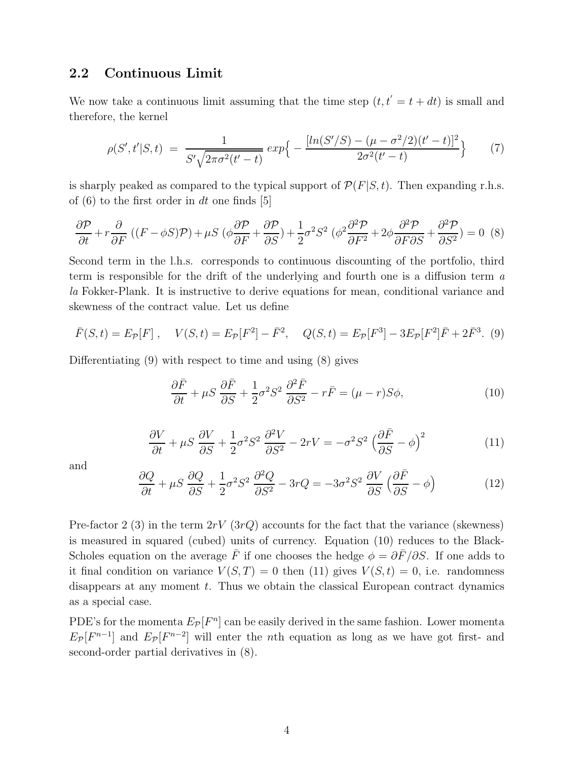## 2.2 Continuous Limit

We now take a continuous limit assuming that the time step $(t, t' = t + dt)$ is small and therefore, the kernel

$$
\rho(S', t'|S, t) \;=\; \frac{1}{S'\sqrt{2\pi\sigma^2(t'-t)}}\; exp\Big\{ - \frac{[ln(S'/S) - (\mu - \sigma^2/2)(t'-t)]^2}{2\sigma^2(t'-t)} \Big\} \tag{7}
$$

is sharply peaked as compared to the typical support of $\mathcal{P}(F|S,t)$. Then expanding r.h.s. of (6) to the first order in $dt$ one finds [5]

$$
\frac{\partial \mathcal{P}}{\partial t} + r\frac{\partial}{\partial F}\left((F - \phi S)\mathcal{P}\right) + \mu S\left(\phi\frac{\partial \mathcal{P}}{\partial F} + \frac{\partial \mathcal{P}}{\partial S}\right) + \frac{1}{2}\sigma^2 S^2\left(\phi^2\frac{\partial^2 \mathcal{P}}{\partial F^2} + 2\phi\frac{\partial^2 \mathcal{P}}{\partial F \partial S} + \frac{\partial^2 \mathcal{P}}{\partial S^2}\right) = 0 \tag{8}
$$

Second term in the l.h.s. corresponds to continuous discounting of the portfolio, third term is responsible for the drift of the underlying and fourth one is a diffusion term *a la* Fokker-Plank. It is instructive to derive equations for mean, conditional variance and skewness of the contract value. Let us define

$$
\bar{F}(S,t) = E_{\mathcal{P}}[F]\,, \quad V(S,t) = E_{\mathcal{P}}[F^2] - \bar{F}^2, \quad Q(S,t) = E_{\mathcal{P}}[F^3] - 3E_{\mathcal{P}}[F^2]\bar{F} + 2\bar{F}^3. \tag{9}
$$

Differentiating (9) with respect to time and using (8) gives

$$
\frac{\partial \bar{F}}{\partial t} + \mu S\,\frac{\partial \bar{F}}{\partial S} + \frac{1}{2}\sigma^2 S^2\,\frac{\partial^2 \bar{F}}{\partial S^2} - r\bar{F} = (\mu - r)S\phi, \tag{10}
$$

$$
\frac{\partial V}{\partial t} + \mu S\,\frac{\partial V}{\partial S} + \frac{1}{2}\sigma^2 S^2\,\frac{\partial^2 V}{\partial S^2} - 2rV = -\sigma^2 S^2\left(\frac{\partial \bar{F}}{\partial S} - \phi\right)^2 \tag{11}
$$

and

$$
\frac{\partial Q}{\partial t} + \mu S\,\frac{\partial Q}{\partial S} + \frac{1}{2}\sigma^2 S^2\,\frac{\partial^2 Q}{\partial S^2} - 3rQ = -3\sigma^2 S^2\,\frac{\partial V}{\partial S}\left(\frac{\partial \bar{F}}{\partial S} - \phi\right) \tag{12}
$$

Pre-factor 2 (3) in the term $2rV$ ($3rQ$) accounts for the fact that the variance (skewness) is measured in squared (cubed) units of currency. Equation (10) reduces to the Black-Scholes equation on the average $\bar{F}$ if one chooses the hedge $\phi = \partial\bar{F}/\partial S$. If one adds to it final condition on variance $V(S,T) = 0$ then (11) gives $V(S,t) = 0$, i.e. randomness disappears at any moment $t$. Thus we obtain the classical European contract dynamics as a special case.

PDE's for the momenta $E_{\mathcal{P}}[F^n]$ can be easily derived in the same fashion. Lower momenta $E_{\mathcal{P}}[F^{n-1}]$ and $E_{\mathcal{P}}[F^{n-2}]$ will enter the $n$th equation as long as we have got first- and second-order partial derivatives in (8).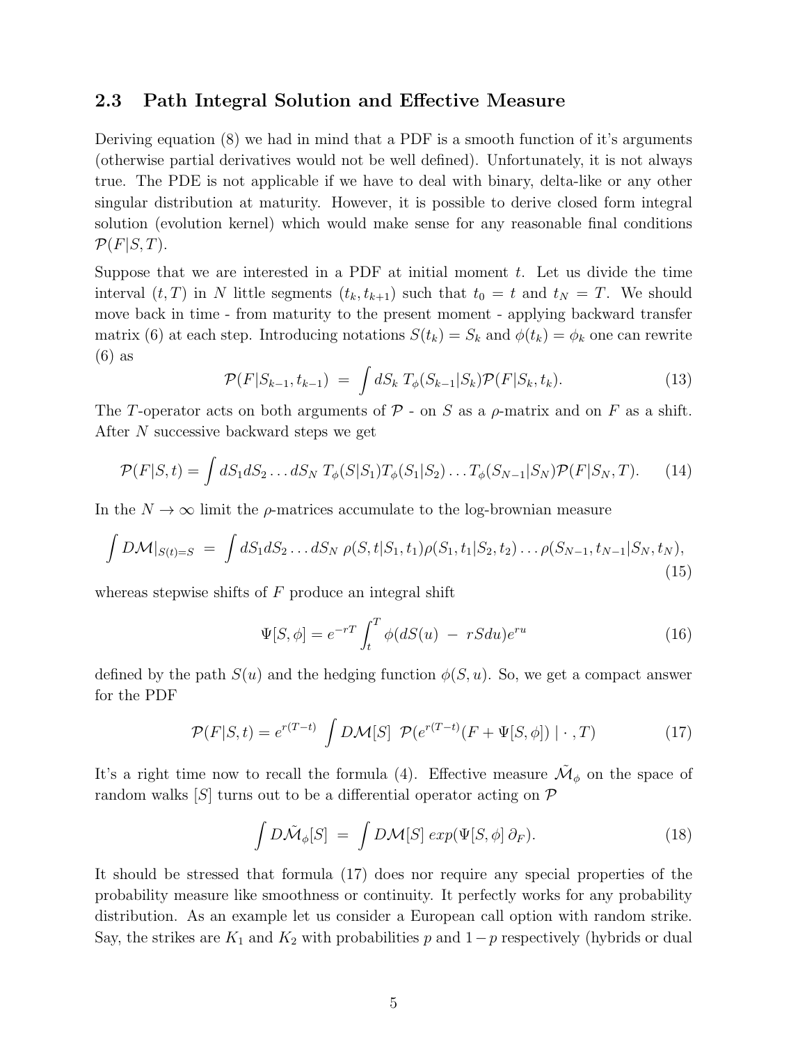## 2.3 Path Integral Solution and Effective Measure

Deriving equation (8) we had in mind that a PDF is a smooth function of it's arguments (otherwise partial derivatives would not be well defined). Unfortunately, it is not always true. The PDE is not applicable if we have to deal with binary, delta-like or any other singular distribution at maturity. However, it is possible to derive closed form integral solution (evolution kernel) which would make sense for any reasonable final conditions $\mathcal{P}(F|S,T)$.

Suppose that we are interested in a PDF at initial moment $t$. Let us divide the time interval $(t,T)$ in $N$ little segments $(t_k, t_{k+1})$ such that $t_0 = t$ and $t_N = T$. We should move back in time - from maturity to the present moment - applying backward transfer matrix (6) at each step. Introducing notations $S(t_k) = S_k$ and $\phi(t_k) = \phi_k$ one can rewrite (6) as

$$\mathcal{P}(F|S_{k-1}, t_{k-1}) \;=\; \int dS_k \; T_\phi(S_{k-1}|S_k)\mathcal{P}(F|S_k, t_k). \tag{13}$$

The $T$-operator acts on both arguments of $\mathcal{P}$ - on $S$ as a $\rho$-matrix and on $F$ as a shift. After $N$ successive backward steps we get

$$\mathcal{P}(F|S,t) = \int dS_1 dS_2 \ldots dS_N \; T_\phi(S|S_1) T_\phi(S_1|S_2) \ldots T_\phi(S_{N-1}|S_N)\mathcal{P}(F|S_N, T). \tag{14}$$

In the $N \to \infty$ limit the $\rho$-matrices accumulate to the log-brownian measure

$$\int D\mathcal{M}|_{S(t)=S} \;=\; \int dS_1 dS_2 \ldots dS_N \; \rho(S,t|S_1,t_1)\rho(S_1,t_1|S_2,t_2)\ldots\rho(S_{N-1},t_{N-1}|S_N,t_N), \tag{15}$$

whereas stepwise shifts of $F$ produce an integral shift

$$\Psi[S,\phi] = e^{-rT}\int_t^T \phi(dS(u) \;-\; rSdu)e^{ru} \tag{16}$$

defined by the path $S(u)$ and the hedging function $\phi(S,u)$. So, we get a compact answer for the PDF

$$\mathcal{P}(F|S,t) = e^{r(T-t)} \int D\mathcal{M}[S] \;\; \mathcal{P}(e^{r(T-t)}(F + \Psi[S,\phi]) \mid \cdot \, , T) \tag{17}$$

It's a right time now to recall the formula (4). Effective measure $\tilde{\mathcal{M}}_\phi$ on the space of random walks $[S]$ turns out to be a differential operator acting on $\mathcal{P}$

$$\int D\tilde{\mathcal{M}}_\phi[S] \;=\; \int D\mathcal{M}[S] \; exp(\Psi[S,\phi]\,\partial_F). \tag{18}$$

It should be stressed that formula (17) does nor require any special properties of the probability measure like smoothness or continuity. It perfectly works for any probability distribution. As an example let us consider a European call option with random strike. Say, the strikes are $K_1$ and $K_2$ with probabilities $p$ and $1-p$ respectively (hybrids or dual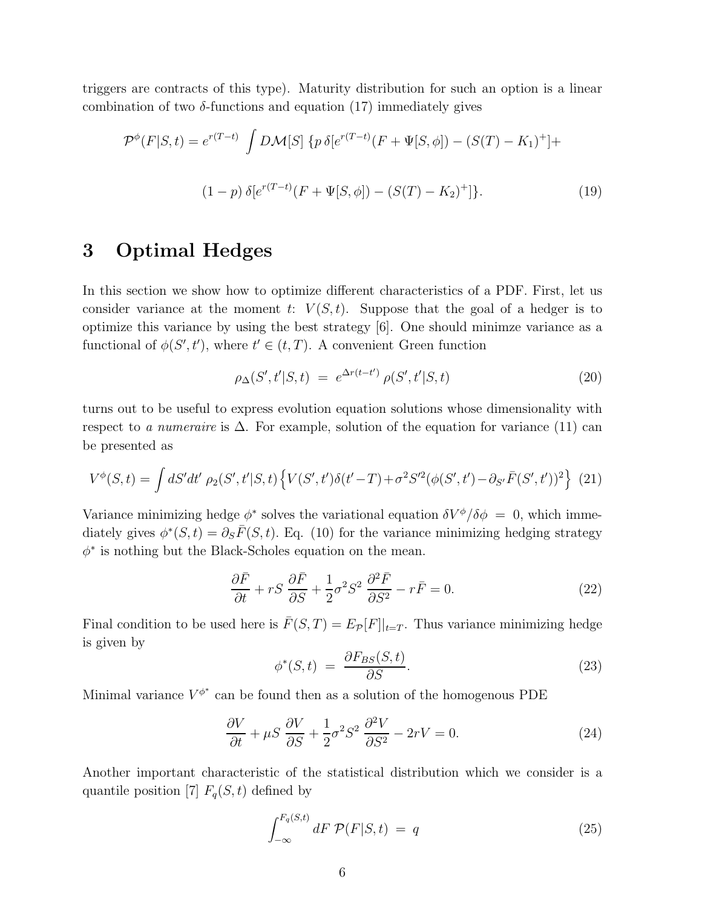triggers are contracts of this type). Maturity distribution for such an option is a linear combination of two $\delta$-functions and equation (17) immediately gives

$$
\mathcal{P}^{\phi}(F|S,t) = e^{r(T-t)} \int D\mathcal{M}[S] \; \{p\, \delta[e^{r(T-t)}(F + \Psi[S,\phi]) - (S(T) - K_1)^{+}] +
$$

$$
(1-p)\, \delta[e^{r(T-t)}(F + \Psi[S,\phi]) - (S(T) - K_2)^{+}]\}. \tag{19}
$$

## 3 Optimal Hedges

In this section we show how to optimize different characteristics of a PDF. First, let us consider variance at the moment $t$: $V(S,t)$. Suppose that the goal of a hedger is to optimize this variance by using the best strategy [6]. One should minimze variance as a functional of $\phi(S',t')$, where $t' \in (t,T)$. A convenient Green function

$$
\rho_{\Delta}(S',t'|S,t) \;=\; e^{\Delta r(t-t')}\, \rho(S',t'|S,t) \tag{20}
$$

turns out to be useful to express evolution equation solutions whose dimensionality with respect to *a numeraire* is $\Delta$. For example, solution of the equation for variance (11) can be presented as

$$
V^{\phi}(S,t) = \int dS'dt' \; \rho_2(S',t'|S,t) \left\{ V(S',t')\delta(t'-T) + \sigma^2 S'^2 (\phi(S',t') - \partial_{S'}\bar{F}(S',t'))^2 \right\} \tag{21}
$$

Variance minimizing hedge $\phi^*$ solves the variational equation $\delta V^{\phi}/\delta\phi \;=\; 0$, which immediately gives $\phi^*(S,t) = \partial_S \bar{F}(S,t)$. Eq. (10) for the variance minimizing hedging strategy $\phi^*$ is nothing but the Black-Scholes equation on the mean.

$$
\frac{\partial \bar{F}}{\partial t} + rS\,\frac{\partial \bar{F}}{\partial S} + \frac{1}{2}\sigma^2 S^2\,\frac{\partial^2 \bar{F}}{\partial S^2} - r\bar{F} = 0. \tag{22}
$$

Final condition to be used here is $\bar{F}(S,T) = E_{\mathcal{P}}[F]|_{t=T}$. Thus variance minimizing hedge is given by

$$
\phi^*(S,t) \;=\; \frac{\partial F_{BS}(S,t)}{\partial S}. \tag{23}
$$

Minimal variance $V^{\phi^*}$ can be found then as a solution of the homogenous PDE

$$
\frac{\partial V}{\partial t} + \mu S\,\frac{\partial V}{\partial S} + \frac{1}{2}\sigma^2 S^2\,\frac{\partial^2 V}{\partial S^2} - 2rV = 0. \tag{24}
$$

Another important characteristic of the statistical distribution which we consider is a quantile position [7] $F_q(S,t)$ defined by

$$
\int_{-\infty}^{F_q(S,t)} dF\; \mathcal{P}(F|S,t) \;=\; q \tag{25}
$$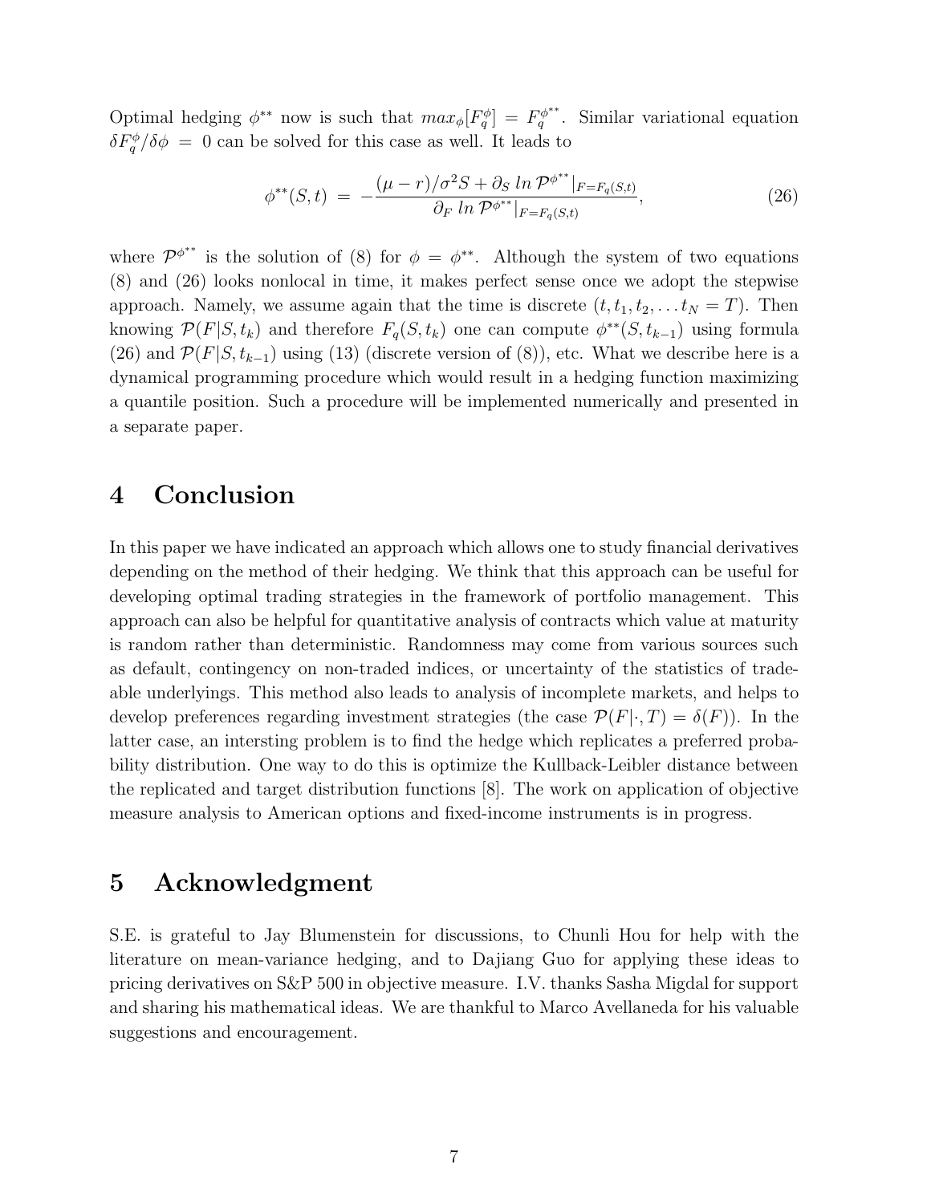Optimal hedging $\phi^{**}$ now is such that $max_\phi[F_q^\phi] = F_q^{\phi^{**}}$. Similar variational equation $\delta F_q^\phi / \delta\phi = 0$ can be solved for this case as well. It leads to

$$\phi^{**}(S,t) = -\frac{(\mu - r)/\sigma^2 S + \partial_S \ln \mathcal{P}^{\phi^{**}}|_{F=F_q(S,t)}}{\partial_F \ln \mathcal{P}^{\phi^{**}}|_{F=F_q(S,t)}}, \tag{26}$$

where $\mathcal{P}^{\phi^{**}}$ is the solution of (8) for $\phi = \phi^{**}$. Although the system of two equations (8) and (26) looks nonlocal in time, it makes perfect sense once we adopt the stepwise approach. Namely, we assume again that the time is discrete $(t, t_1, t_2, \ldots t_N = T)$. Then knowing $\mathcal{P}(F|S, t_k)$ and therefore $F_q(S, t_k)$ one can compute $\phi^{**}(S, t_{k-1})$ using formula (26) and $\mathcal{P}(F|S, t_{k-1})$ using (13) (discrete version of (8)), etc. What we describe here is a dynamical programming procedure which would result in a hedging function maximizing a quantile position. Such a procedure will be implemented numerically and presented in a separate paper.

# 4 Conclusion

In this paper we have indicated an approach which allows one to study financial derivatives depending on the method of their hedging. We think that this approach can be useful for developing optimal trading strategies in the framework of portfolio management. This approach can also be helpful for quantitative analysis of contracts which value at maturity is random rather than deterministic. Randomness may come from various sources such as default, contingency on non-traded indices, or uncertainty of the statistics of tradeable underlyings. This method also leads to analysis of incomplete markets, and helps to develop preferences regarding investment strategies (the case $\mathcal{P}(F|\cdot, T) = \delta(F)$). In the latter case, an intersting problem is to find the hedge which replicates a preferred probability distribution. One way to do this is optimize the Kullback-Leibler distance between the replicated and target distribution functions [8]. The work on application of objective measure analysis to American options and fixed-income instruments is in progress.

# 5 Acknowledgment

S.E. is grateful to Jay Blumenstein for discussions, to Chunli Hou for help with the literature on mean-variance hedging, and to Dajiang Guo for applying these ideas to pricing derivatives on S&P 500 in objective measure. I.V. thanks Sasha Migdal for support and sharing his mathematical ideas. We are thankful to Marco Avellaneda for his valuable suggestions and encouragement.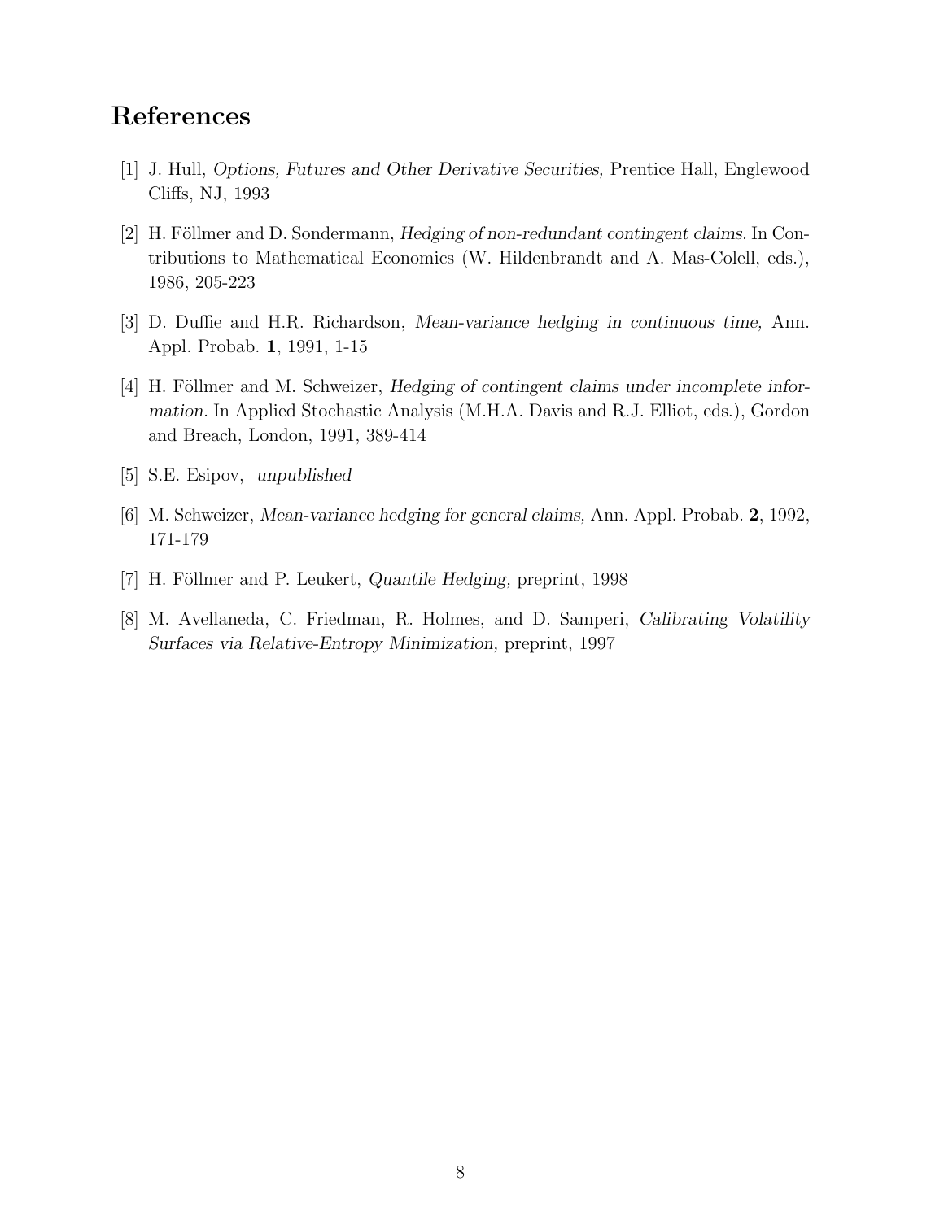# References

[1] J. Hull, *Options, Futures and Other Derivative Securities,* Prentice Hall, Englewood Cliffs, NJ, 1993

[2] H. Föllmer and D. Sondermann, *Hedging of non-redundant contingent claims.* In Contributions to Mathematical Economics (W. Hildenbrandt and A. Mas-Colell, eds.), 1986, 205-223

[3] D. Duffie and H.R. Richardson, *Mean-variance hedging in continuous time,* Ann. Appl. Probab. **1**, 1991, 1-15

[4] H. Föllmer and M. Schweizer, *Hedging of contingent claims under incomplete information.* In Applied Stochastic Analysis (M.H.A. Davis and R.J. Elliot, eds.), Gordon and Breach, London, 1991, 389-414

[5] S.E. Esipov, *unpublished*

[6] M. Schweizer, *Mean-variance hedging for general claims,* Ann. Appl. Probab. **2**, 1992, 171-179

[7] H. Föllmer and P. Leukert, *Quantile Hedging,* preprint, 1998

[8] M. Avellaneda, C. Friedman, R. Holmes, and D. Samperi, *Calibrating Volatility Surfaces via Relative-Entropy Minimization,* preprint, 1997